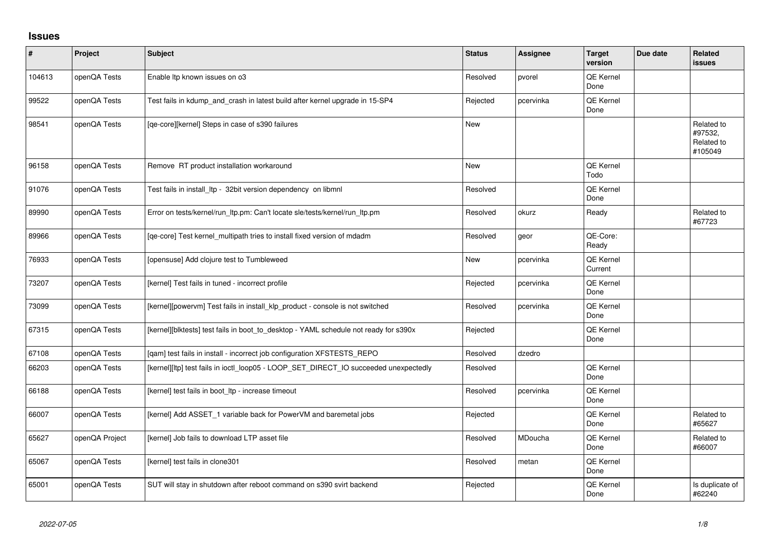# Issues

| # | Project | Subject | Status | Assignee | Target version | Due date | Related issues |
|---|---|---|---|---|---|---|---|
| 104613 | openQA Tests | Enable ltp known issues on o3 | Resolved | pvorel | QE Kernel Done | | |
| 99522 | openQA Tests | Test fails in kdump_and_crash in latest build after kernel upgrade in 15-SP4 | Rejected | pcervinka | QE Kernel Done | | |
| 98541 | openQA Tests | [qe-core][kernel] Steps in case of s390 failures | New | | | | Related to #97532, Related to #105049 |
| 96158 | openQA Tests | Remove RT product installation workaround | New | | QE Kernel Todo | | |
| 91076 | openQA Tests | Test fails in install_ltp - 32bit version dependency on libmnl | Resolved | | QE Kernel Done | | |
| 89990 | openQA Tests | Error on tests/kernel/run_ltp.pm: Can't locate sle/tests/kernel/run_ltp.pm | Resolved | okurz | Ready | | Related to #67723 |
| 89966 | openQA Tests | [qe-core] Test kernel_multipath tries to install fixed version of mdadm | Resolved | geor | QE-Core: Ready | | |
| 76933 | openQA Tests | [opensuse] Add clojure test to Tumbleweed | New | pcervinka | QE Kernel Current | | |
| 73207 | openQA Tests | [kernel] Test fails in tuned - incorrect profile | Rejected | pcervinka | QE Kernel Done | | |
| 73099 | openQA Tests | [kernel][powervm] Test fails in install_klp_product - console is not switched | Resolved | pcervinka | QE Kernel Done | | |
| 67315 | openQA Tests | [kernel][blktests] test fails in boot_to_desktop - YAML schedule not ready for s390x | Rejected | | QE Kernel Done | | |
| 67108 | openQA Tests | [qam] test fails in install - incorrect job configuration XFSTESTS_REPO | Resolved | dzedro | | | |
| 66203 | openQA Tests | [kernel][ltp] test fails in ioctl_loop05 - LOOP_SET_DIRECT_IO succeeded unexpectedly | Resolved | | QE Kernel Done | | |
| 66188 | openQA Tests | [kernel] test fails in boot_ltp - increase timeout | Resolved | pcervinka | QE Kernel Done | | |
| 66007 | openQA Tests | [kernel] Add ASSET_1 variable back for PowerVM and baremetal jobs | Rejected | | QE Kernel Done | | Related to #65627 |
| 65627 | openQA Project | [kernel] Job fails to download LTP asset file | Resolved | MDoucha | QE Kernel Done | | Related to #66007 |
| 65067 | openQA Tests | [kernel] test fails in clone301 | Resolved | metan | QE Kernel Done | | |
| 65001 | openQA Tests | SUT will stay in shutdown after reboot command on s390 svirt backend | Rejected | | QE Kernel Done | | Is duplicate of #62240 |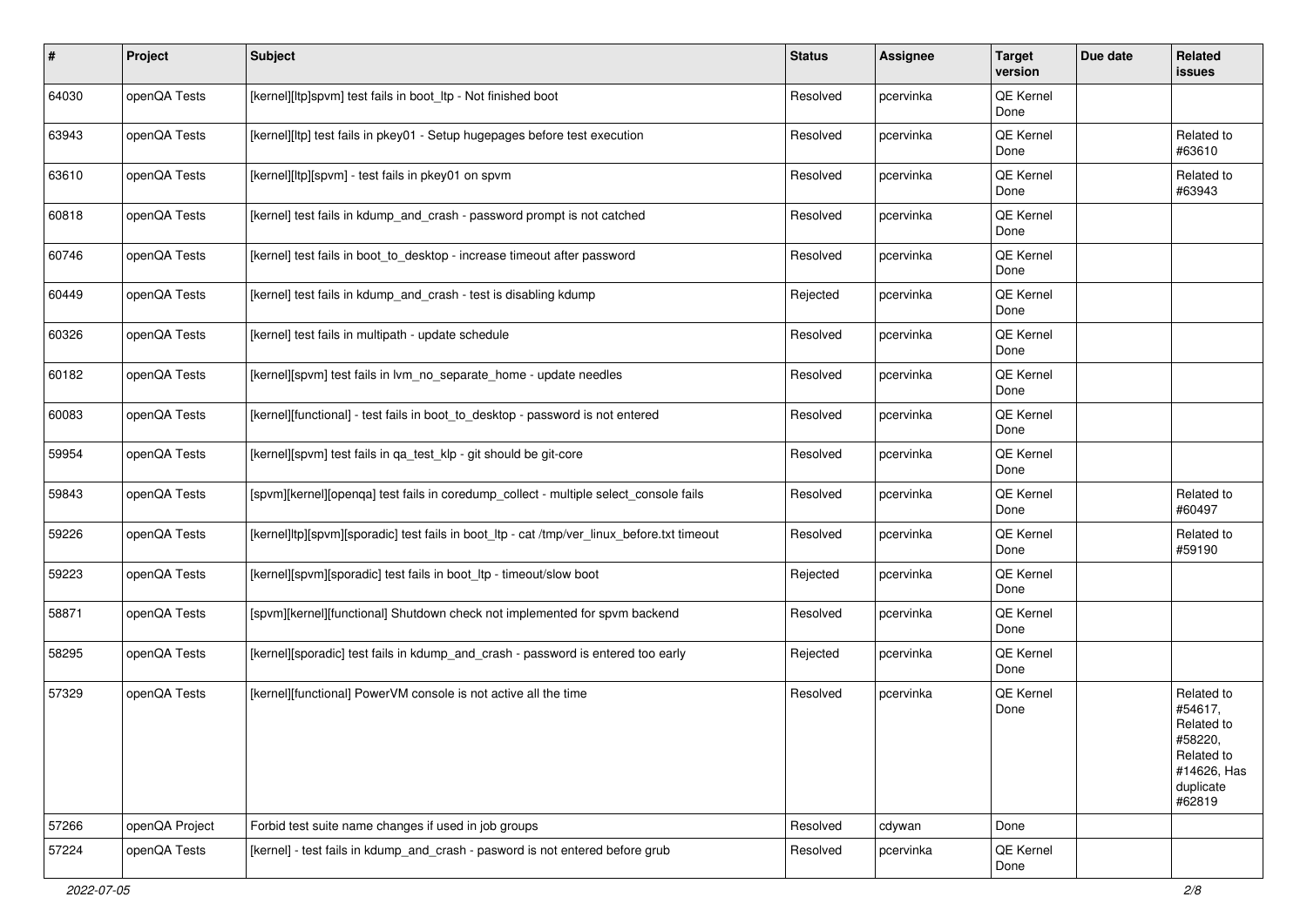| # | Project | Subject | Status | Assignee | Target version | Due date | Related issues |
|---|---|---|---|---|---|---|---|
| 64030 | openQA Tests | [kernel][ltp]spvm] test fails in boot_ltp - Not finished boot | Resolved | pcervinka | QE Kernel Done | | |
| 63943 | openQA Tests | [kernel][ltp] test fails in pkey01 - Setup hugepages before test execution | Resolved | pcervinka | QE Kernel Done | | Related to #63610 |
| 63610 | openQA Tests | [kernel][ltp][spvm] - test fails in pkey01 on spvm | Resolved | pcervinka | QE Kernel Done | | Related to #63943 |
| 60818 | openQA Tests | [kernel] test fails in kdump_and_crash - password prompt is not catched | Resolved | pcervinka | QE Kernel Done | | |
| 60746 | openQA Tests | [kernel] test fails in boot_to_desktop - increase timeout after password | Resolved | pcervinka | QE Kernel Done | | |
| 60449 | openQA Tests | [kernel] test fails in kdump_and_crash - test is disabling kdump | Rejected | pcervinka | QE Kernel Done | | |
| 60326 | openQA Tests | [kernel] test fails in multipath - update schedule | Resolved | pcervinka | QE Kernel Done | | |
| 60182 | openQA Tests | [kernel][spvm] test fails in lvm_no_separate_home - update needles | Resolved | pcervinka | QE Kernel Done | | |
| 60083 | openQA Tests | [kernel][functional] - test fails in boot_to_desktop - password is not entered | Resolved | pcervinka | QE Kernel Done | | |
| 59954 | openQA Tests | [kernel][spvm] test fails in qa_test_klp - git should be git-core | Resolved | pcervinka | QE Kernel Done | | |
| 59843 | openQA Tests | [spvm][kernel][openqa] test fails in coredump_collect - multiple select_console fails | Resolved | pcervinka | QE Kernel Done | | Related to #60497 |
| 59226 | openQA Tests | [kernel]ltp][spvm][sporadic] test fails in boot_ltp - cat /tmp/ver_linux_before.txt timeout | Resolved | pcervinka | QE Kernel Done | | Related to #59190 |
| 59223 | openQA Tests | [kernel][spvm][sporadic] test fails in boot_ltp - timeout/slow boot | Rejected | pcervinka | QE Kernel Done | | |
| 58871 | openQA Tests | [spvm][kernel][functional] Shutdown check not implemented for spvm backend | Resolved | pcervinka | QE Kernel Done | | |
| 58295 | openQA Tests | [kernel][sporadic] test fails in kdump_and_crash - password is entered too early | Rejected | pcervinka | QE Kernel Done | | |
| 57329 | openQA Tests | [kernel][functional] PowerVM console is not active all the time | Resolved | pcervinka | QE Kernel Done | | Related to #54617, Related to #58220, Related to #14626, Has duplicate #62819 |
| 57266 | openQA Project | Forbid test suite name changes if used in job groups | Resolved | cdywan | Done | | |
| 57224 | openQA Tests | [kernel] - test fails in kdump_and_crash - pasword is not entered before grub | Resolved | pcervinka | QE Kernel Done | | |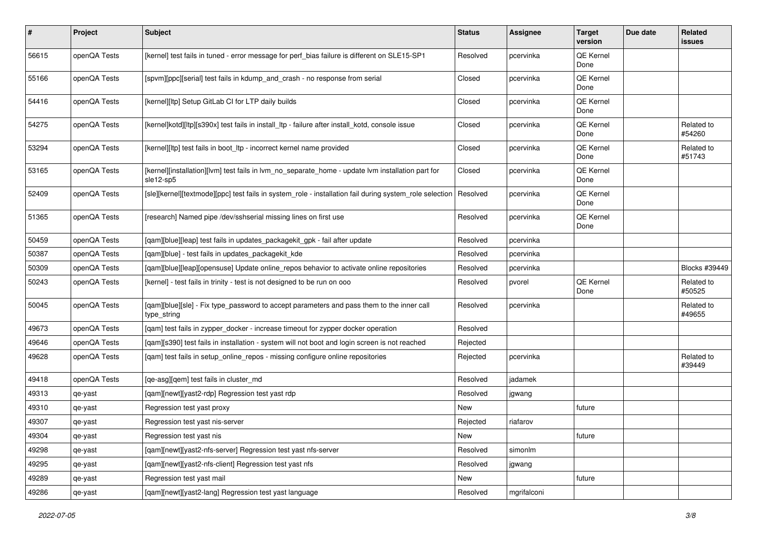| # | Project | Subject | Status | Assignee | Target version | Due date | Related issues |
|---|---|---|---|---|---|---|---|
| 56615 | openQA Tests | [kernel] test fails in tuned - error message for perf_bias failure is different on SLE15-SP1 | Resolved | pcervinka | QE Kernel Done | | |
| 55166 | openQA Tests | [spvm][ppc][serial] test fails in kdump_and_crash - no response from serial | Closed | pcervinka | QE Kernel Done | | |
| 54416 | openQA Tests | [kernel][ltp] Setup GitLab CI for LTP daily builds | Closed | pcervinka | QE Kernel Done | | |
| 54275 | openQA Tests | [kernel]kotd][ltp][s390x] test fails in install_ltp - failure after install_kotd, console issue | Closed | pcervinka | QE Kernel Done | | Related to #54260 |
| 53294 | openQA Tests | [kernel][ltp] test fails in boot_ltp - incorrect kernel name provided | Closed | pcervinka | QE Kernel Done | | Related to #51743 |
| 53165 | openQA Tests | [kernel][installation][lvm] test fails in lvm_no_separate_home - update lvm installation part for sle12-sp5 | Closed | pcervinka | QE Kernel Done | | |
| 52409 | openQA Tests | [sle][kernel][textmode][ppc] test fails in system_role - installation fail during system_role selection | Resolved | pcervinka | QE Kernel Done | | |
| 51365 | openQA Tests | [research] Named pipe /dev/sshserial missing lines on first use | Resolved | pcervinka | QE Kernel Done | | |
| 50459 | openQA Tests | [qam][blue][leap] test fails in updates_packagekit_gpk - fail after update | Resolved | pcervinka | | | |
| 50387 | openQA Tests | [qam][blue] - test fails in updates_packagekit_kde | Resolved | pcervinka | | | |
| 50309 | openQA Tests | [qam][blue][leap][opensuse] Update online_repos behavior to activate online repositories | Resolved | pcervinka | | | Blocks #39449 |
| 50243 | openQA Tests | [kernel] - test fails in trinity - test is not designed to be run on ooo | Resolved | pvorel | QE Kernel Done | | Related to #50525 |
| 50045 | openQA Tests | [qam][blue][sle] - Fix type_password to accept parameters and pass them to the inner call type_string | Resolved | pcervinka | | | Related to #49655 |
| 49673 | openQA Tests | [qam] test fails in zypper_docker - increase timeout for zypper docker operation | Resolved | | | | |
| 49646 | openQA Tests | [qam][s390] test fails in installation - system will not boot and login screen is not reached | Rejected | | | | |
| 49628 | openQA Tests | [qam] test fails in setup_online_repos - missing configure online repositories | Rejected | pcervinka | | | Related to #39449 |
| 49418 | openQA Tests | [qe-asg][qem] test fails in cluster_md | Resolved | jadamek | | | |
| 49313 | qe-yast | [qam][newt][yast2-rdp] Regression test yast rdp | Resolved | jgwang | | | |
| 49310 | qe-yast | Regression test yast proxy | New | | future | | |
| 49307 | qe-yast | Regression test yast nis-server | Rejected | riafarov | | | |
| 49304 | qe-yast | Regression test yast nis | New | | future | | |
| 49298 | qe-yast | [qam][newt][yast2-nfs-server] Regression test yast nfs-server | Resolved | simonlm | | | |
| 49295 | qe-yast | [qam][newt][yast2-nfs-client] Regression test yast nfs | Resolved | jgwang | | | |
| 49289 | qe-yast | Regression test yast mail | New | | future | | |
| 49286 | qe-yast | [qam][newt][yast2-lang] Regression test yast language | Resolved | mgrifalconi | | | |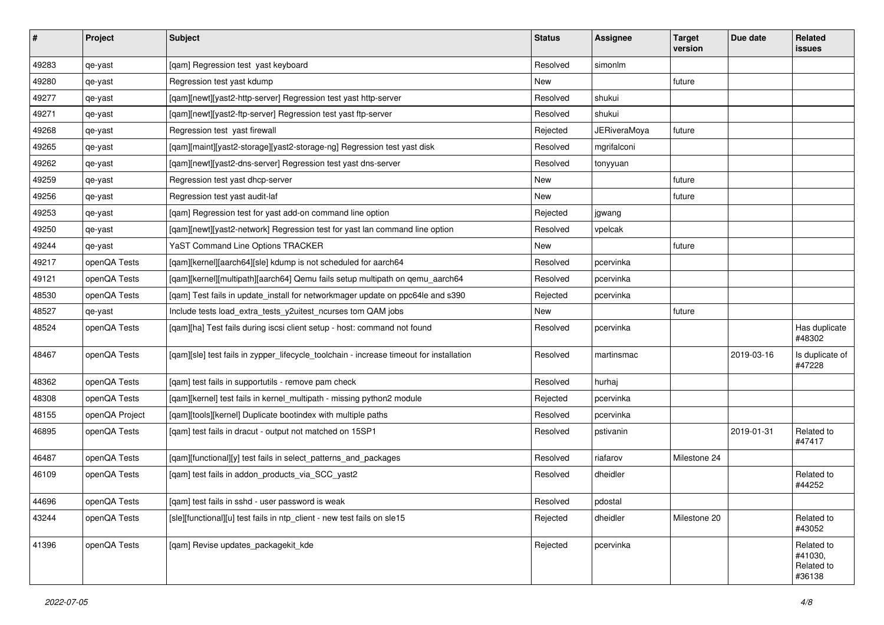| # | Project | Subject | Status | Assignee | Target version | Due date | Related issues |
|---|---|---|---|---|---|---|---|
| 49283 | qe-yast | [qam] Regression test  yast keyboard | Resolved | simonlm | | | |
| 49280 | qe-yast | Regression test yast kdump | New | | future | | |
| 49277 | qe-yast | [qam][newt][yast2-http-server] Regression test yast http-server | Resolved | shukui | | | |
| 49271 | qe-yast | [qam][newt][yast2-ftp-server] Regression test yast ftp-server | Resolved | shukui | | | |
| 49268 | qe-yast | Regression test  yast firewall | Rejected | JERiveraMoya | future | | |
| 49265 | qe-yast | [qam][maint][yast2-storage][yast2-storage-ng] Regression test yast disk | Resolved | mgrifalconi | | | |
| 49262 | qe-yast | [qam][newt][yast2-dns-server] Regression test yast dns-server | Resolved | tonyyuan | | | |
| 49259 | qe-yast | Regression test yast dhcp-server | New | | future | | |
| 49256 | qe-yast | Regression test yast audit-laf | New | | future | | |
| 49253 | qe-yast | [qam] Regression test for yast add-on command line option | Rejected | jgwang | | | |
| 49250 | qe-yast | [qam][newt][yast2-network] Regression test for yast lan command line option | Resolved | vpelcak | | | |
| 49244 | qe-yast | YaST Command Line Options TRACKER | New | | future | | |
| 49217 | openQA Tests | [qam][kernel][aarch64][sle] kdump is not scheduled for aarch64 | Resolved | pcervinka | | | |
| 49121 | openQA Tests | [qam][kernel][multipath][aarch64] Qemu fails setup multipath on qemu_aarch64 | Resolved | pcervinka | | | |
| 48530 | openQA Tests | [qam] Test fails in update_install for networkmager update on ppc64le and s390 | Rejected | pcervinka | | | |
| 48527 | qe-yast | Include tests load_extra_tests_y2uitest_ncurses tom QAM jobs | New | | future | | |
| 48524 | openQA Tests | [qam][ha] Test fails during iscsi client setup - host: command not found | Resolved | pcervinka | | | Has duplicate #48302 |
| 48467 | openQA Tests | [qam][sle] test fails in zypper_lifecycle_toolchain - increase timeout for installation | Resolved | martinsmac | | 2019-03-16 | Is duplicate of #47228 |
| 48362 | openQA Tests | [qam] test fails in supportutils - remove pam check | Resolved | hurhaj | | | |
| 48308 | openQA Tests | [qam][kernel] test fails in kernel_multipath - missing python2 module | Rejected | pcervinka | | | |
| 48155 | openQA Project | [qam][tools][kernel] Duplicate bootindex with multiple paths | Resolved | pcervinka | | | |
| 46895 | openQA Tests | [qam] test fails in dracut - output not matched on 15SP1 | Resolved | pstivanin | | 2019-01-31 | Related to #47417 |
| 46487 | openQA Tests | [qam][functional][y] test fails in select_patterns_and_packages | Resolved | riafarov | Milestone 24 | | |
| 46109 | openQA Tests | [qam] test fails in addon_products_via_SCC_yast2 | Resolved | dheidler | | | Related to #44252 |
| 44696 | openQA Tests | [qam] test fails in sshd - user password is weak | Resolved | pdostal | | | |
| 43244 | openQA Tests | [sle][functional][u] test fails in ntp_client - new test fails on sle15 | Rejected | dheidler | Milestone 20 | | Related to #43052 |
| 41396 | openQA Tests | [qam] Revise updates_packagekit_kde | Rejected | pcervinka | | | Related to #41030, Related to #36138 |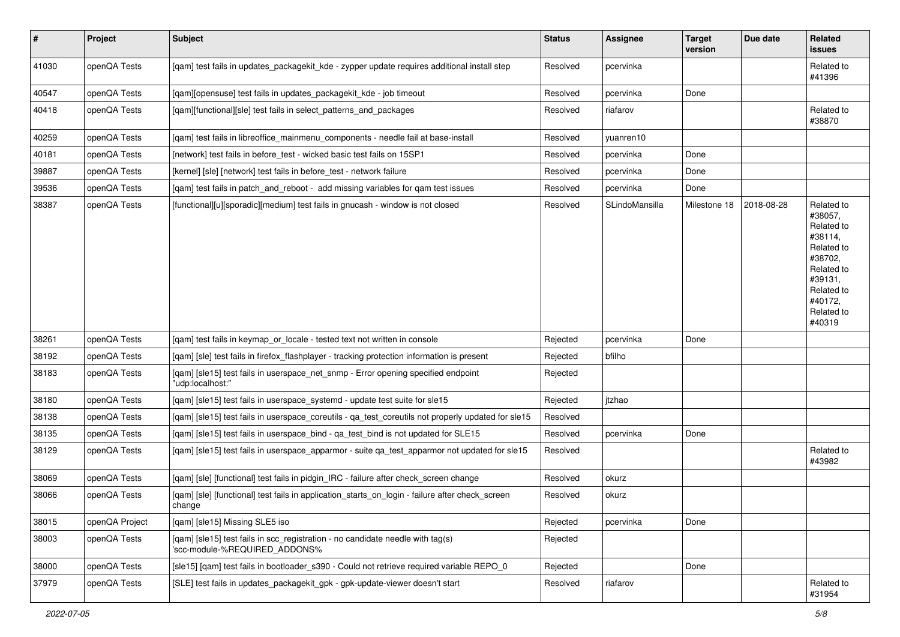| # | Project | Subject | Status | Assignee | Target version | Due date | Related issues |
|---|---|---|---|---|---|---|---|
| 41030 | openQA Tests | [qam] test fails in updates_packagekit_kde - zypper update requires additional install step | Resolved | pcervinka | | | Related to #41396 |
| 40547 | openQA Tests | [qam][opensuse] test fails in updates_packagekit_kde - job timeout | Resolved | pcervinka | Done | | |
| 40418 | openQA Tests | [qam][functional][sle] test fails in select_patterns_and_packages | Resolved | riafarov | | | Related to #38870 |
| 40259 | openQA Tests | [qam] test fails in libreoffice_mainmenu_components - needle fail at base-install | Resolved | yuanren10 | | | |
| 40181 | openQA Tests | [network] test fails in before_test - wicked basic test fails on 15SP1 | Resolved | pcervinka | Done | | |
| 39887 | openQA Tests | [kernel] [sle] [network] test fails in before_test - network failure | Resolved | pcervinka | Done | | |
| 39536 | openQA Tests | [qam] test fails in patch_and_reboot - add missing variables for qam test issues | Resolved | pcervinka | Done | | |
| 38387 | openQA Tests | [functional][u][sporadic][medium] test fails in gnucash - window is not closed | Resolved | SLindoMansilla | Milestone 18 | 2018-08-28 | Related to #38057, Related to #38114, Related to #38702, Related to #39131, Related to #40172, Related to #40319 |
| 38261 | openQA Tests | [qam] test fails in keymap_or_locale - tested text not written in console | Rejected | pcervinka | Done | | |
| 38192 | openQA Tests | [qam] [sle] test fails in firefox_flashplayer - tracking protection information is present | Rejected | bfilho | | | |
| 38183 | openQA Tests | [qam] [sle15] test fails in userspace_net_snmp - Error opening specified endpoint "udp:localhost:" | Rejected | | | | |
| 38180 | openQA Tests | [qam] [sle15] test fails in userspace_systemd - update test suite for sle15 | Rejected | jtzhao | | | |
| 38138 | openQA Tests | [qam] [sle15] test fails in userspace_coreutils - qa_test_coreutils not properly updated for sle15 | Resolved | | | | |
| 38135 | openQA Tests | [qam] [sle15] test fails in userspace_bind - qa_test_bind is not updated for SLE15 | Resolved | pcervinka | Done | | |
| 38129 | openQA Tests | [qam] [sle15] test fails in userspace_apparmor - suite qa_test_apparmor not updated for sle15 | Resolved | | | | Related to #43982 |
| 38069 | openQA Tests | [qam] [sle] [functional] test fails in pidgin_IRC - failure after check_screen change | Resolved | okurz | | | |
| 38066 | openQA Tests | [qam] [sle] [functional] test fails in application_starts_on_login - failure after check_screen change | Resolved | okurz | | | |
| 38015 | openQA Project | [qam] [sle15] Missing SLE5 iso | Rejected | pcervinka | Done | | |
| 38003 | openQA Tests | [qam] [sle15] test fails in scc_registration - no candidate needle with tag(s) 'scc-module-%REQUIRED_ADDONS% | Rejected | | | | |
| 38000 | openQA Tests | [sle15] [qam] test fails in bootloader_s390 - Could not retrieve required variable REPO_0 | Rejected | | Done | | |
| 37979 | openQA Tests | [SLE] test fails in updates_packagekit_gpk - gpk-update-viewer doesn't start | Resolved | riafarov | | | Related to #31954 |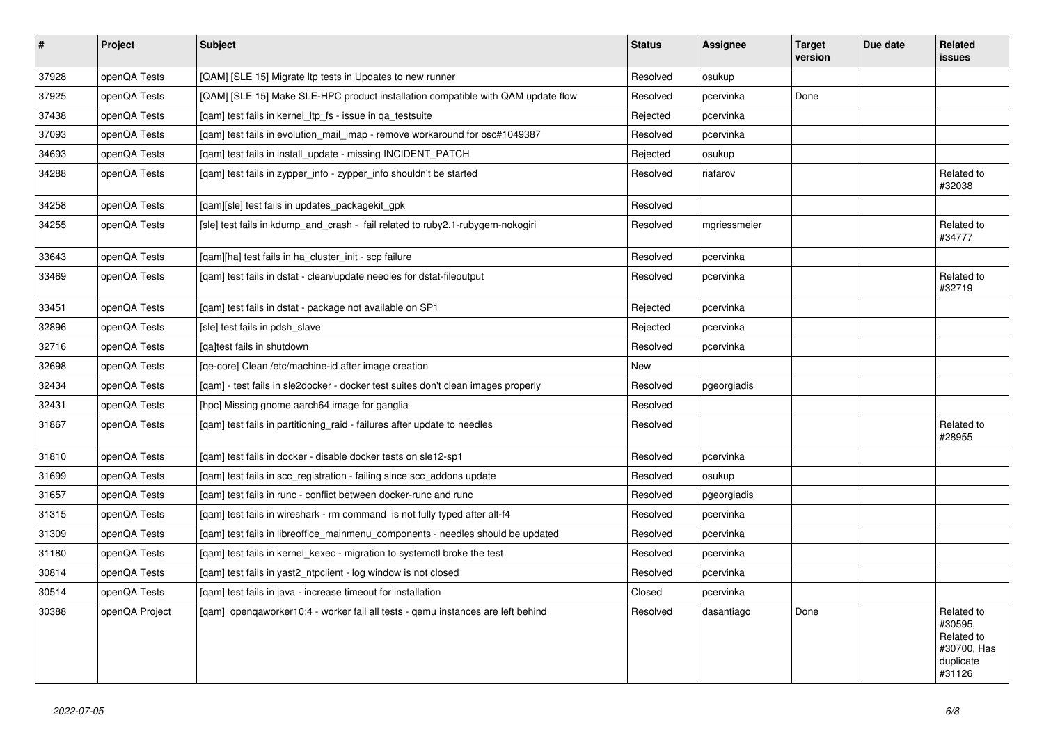| # | Project | Subject | Status | Assignee | Target version | Due date | Related issues |
|---|---|---|---|---|---|---|---|
| 37928 | openQA Tests | [QAM] [SLE 15] Migrate ltp tests in Updates to new runner | Resolved | osukup | | | |
| 37925 | openQA Tests | [QAM] [SLE 15] Make SLE-HPC product installation compatible with QAM update flow | Resolved | pcervinka | Done | | |
| 37438 | openQA Tests | [qam] test fails in kernel_ltp_fs - issue in qa_testsuite | Rejected | pcervinka | | | |
| 37093 | openQA Tests | [qam] test fails in evolution_mail_imap - remove workaround for bsc#1049387 | Resolved | pcervinka | | | |
| 34693 | openQA Tests | [qam] test fails in install_update - missing INCIDENT_PATCH | Rejected | osukup | | | |
| 34288 | openQA Tests | [qam] test fails in zypper_info - zypper_info shouldn't be started | Resolved | riafarov | | | Related to #32038 |
| 34258 | openQA Tests | [qam][sle] test fails in updates_packagekit_gpk | Resolved | | | | |
| 34255 | openQA Tests | [sle] test fails in kdump_and_crash - fail related to ruby2.1-rubygem-nokogiri | Resolved | mgriessmeier | | | Related to #34777 |
| 33643 | openQA Tests | [qam][ha] test fails in ha_cluster_init - scp failure | Resolved | pcervinka | | | |
| 33469 | openQA Tests | [qam] test fails in dstat - clean/update needles for dstat-fileoutput | Resolved | pcervinka | | | Related to #32719 |
| 33451 | openQA Tests | [qam] test fails in dstat - package not available on SP1 | Rejected | pcervinka | | | |
| 32896 | openQA Tests | [sle] test fails in pdsh_slave | Rejected | pcervinka | | | |
| 32716 | openQA Tests | [qa]test fails in shutdown | Resolved | pcervinka | | | |
| 32698 | openQA Tests | [qe-core] Clean /etc/machine-id after image creation | New | | | | |
| 32434 | openQA Tests | [qam] - test fails in sle2docker - docker test suites don't clean images properly | Resolved | pgeorgiadis | | | |
| 32431 | openQA Tests | [hpc] Missing gnome aarch64 image for ganglia | Resolved | | | | |
| 31867 | openQA Tests | [qam] test fails in partitioning_raid - failures after update to needles | Resolved | | | | Related to #28955 |
| 31810 | openQA Tests | [qam] test fails in docker - disable docker tests on sle12-sp1 | Resolved | pcervinka | | | |
| 31699 | openQA Tests | [qam] test fails in scc_registration - failing since scc_addons update | Resolved | osukup | | | |
| 31657 | openQA Tests | [qam] test fails in runc - conflict between docker-runc and runc | Resolved | pgeorgiadis | | | |
| 31315 | openQA Tests | [qam] test fails in wireshark - rm command is not fully typed after alt-f4 | Resolved | pcervinka | | | |
| 31309 | openQA Tests | [qam] test fails in libreoffice_mainmenu_components - needles should be updated | Resolved | pcervinka | | | |
| 31180 | openQA Tests | [qam] test fails in kernel_kexec - migration to systemctl broke the test | Resolved | pcervinka | | | |
| 30814 | openQA Tests | [qam] test fails in yast2_ntpclient - log window is not closed | Resolved | pcervinka | | | |
| 30514 | openQA Tests | [qam] test fails in java - increase timeout for installation | Closed | pcervinka | | | |
| 30388 | openQA Project | [qam] openqaworker10:4 - worker fail all tests - qemu instances are left behind | Resolved | dasantiago | Done | | Related to #30595, Related to #30700, Has duplicate #31126 |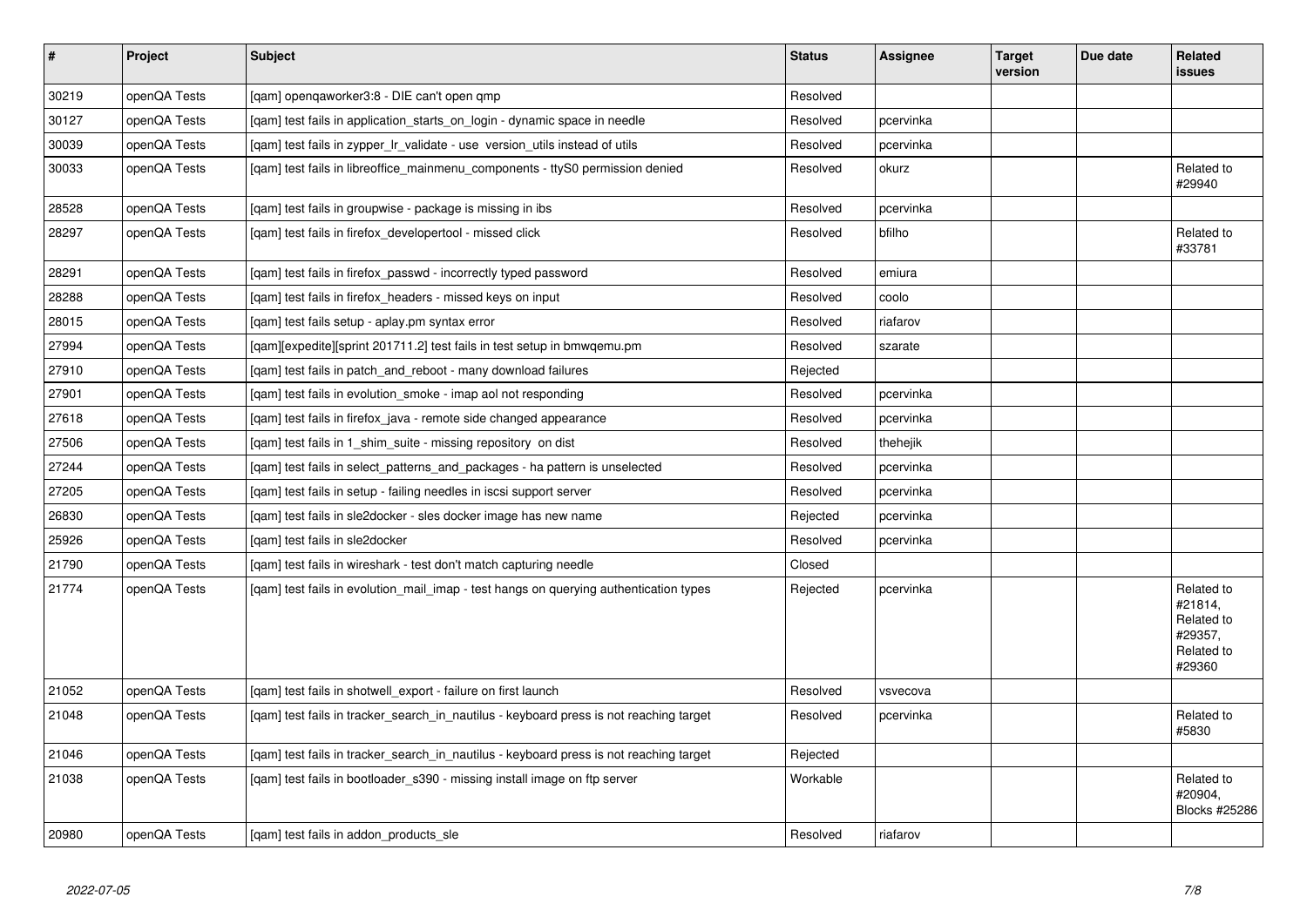| # | Project | Subject | Status | Assignee | Target version | Due date | Related issues |
|---|---|---|---|---|---|---|---|
| 30219 | openQA Tests | [qam] openqaworker3:8 - DIE can't open qmp | Resolved | | | | |
| 30127 | openQA Tests | [qam] test fails in application_starts_on_login - dynamic space in needle | Resolved | pcervinka | | | |
| 30039 | openQA Tests | [qam] test fails in zypper_lr_validate - use version_utils instead of utils | Resolved | pcervinka | | | |
| 30033 | openQA Tests | [qam] test fails in libreoffice_mainmenu_components - ttyS0 permission denied | Resolved | okurz | | | Related to #29940 |
| 28528 | openQA Tests | [qam] test fails in groupwise - package is missing in ibs | Resolved | pcervinka | | | |
| 28297 | openQA Tests | [qam] test fails in firefox_developertool - missed click | Resolved | bfilho | | | Related to #33781 |
| 28291 | openQA Tests | [qam] test fails in firefox_passwd - incorrectly typed password | Resolved | emiura | | | |
| 28288 | openQA Tests | [qam] test fails in firefox_headers - missed keys on input | Resolved | coolo | | | |
| 28015 | openQA Tests | [qam] test fails setup - aplay.pm syntax error | Resolved | riafarov | | | |
| 27994 | openQA Tests | [qam][expedite][sprint 201711.2] test fails in test setup in bmwqemu.pm | Resolved | szarate | | | |
| 27910 | openQA Tests | [qam] test fails in patch_and_reboot - many download failures | Rejected | | | | |
| 27901 | openQA Tests | [qam] test fails in evolution_smoke - imap aol not responding | Resolved | pcervinka | | | |
| 27618 | openQA Tests | [qam] test fails in firefox_java - remote side changed appearance | Resolved | pcervinka | | | |
| 27506 | openQA Tests | [qam] test fails in 1_shim_suite - missing repository on dist | Resolved | thehejik | | | |
| 27244 | openQA Tests | [qam] test fails in select_patterns_and_packages - ha pattern is unselected | Resolved | pcervinka | | | |
| 27205 | openQA Tests | [qam] test fails in setup - failing needles in iscsi support server | Resolved | pcervinka | | | |
| 26830 | openQA Tests | [qam] test fails in sle2docker - sles docker image has new name | Rejected | pcervinka | | | |
| 25926 | openQA Tests | [qam] test fails in sle2docker | Resolved | pcervinka | | | |
| 21790 | openQA Tests | [qam] test fails in wireshark - test don't match capturing needle | Closed | | | | |
| 21774 | openQA Tests | [qam] test fails in evolution_mail_imap - test hangs on querying authentication types | Rejected | pcervinka | | | Related to #21814, Related to #29357, Related to #29360 |
| 21052 | openQA Tests | [qam] test fails in shotwell_export - failure on first launch | Resolved | vsvecova | | | |
| 21048 | openQA Tests | [qam] test fails in tracker_search_in_nautilus - keyboard press is not reaching target | Resolved | pcervinka | | | Related to #5830 |
| 21046 | openQA Tests | [qam] test fails in tracker_search_in_nautilus - keyboard press is not reaching target | Rejected | | | | |
| 21038 | openQA Tests | [qam] test fails in bootloader_s390 - missing install image on ftp server | Workable | | | | Related to #20904, Blocks #25286 |
| 20980 | openQA Tests | [qam] test fails in addon_products_sle | Resolved | riafarov | | | |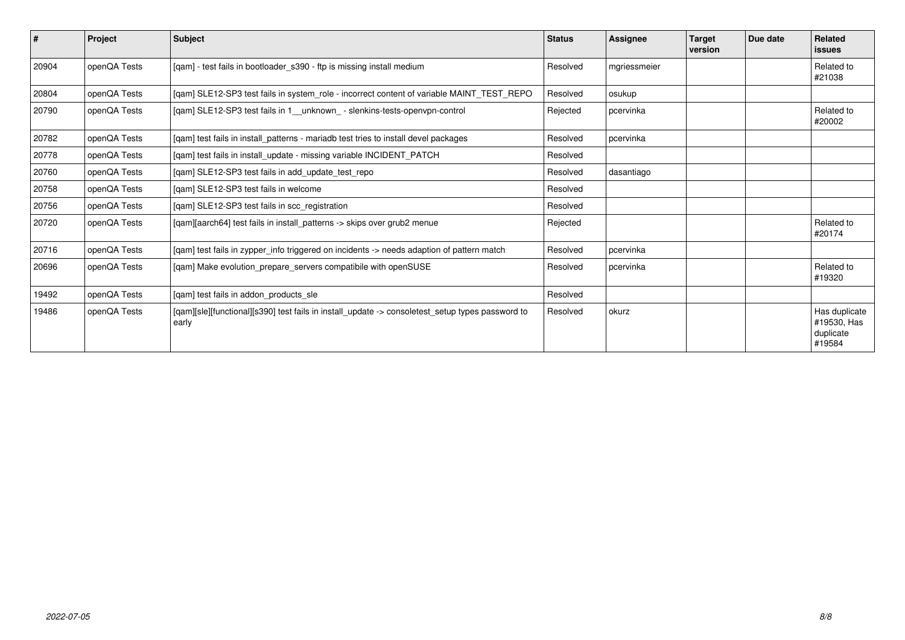| # | Project | Subject | Status | Assignee | Target version | Due date | Related issues |
|---|---|---|---|---|---|---|---|
| 20904 | openQA Tests | [qam] - test fails in bootloader_s390 - ftp is missing install medium | Resolved | mgriessmeier | | | Related to #21038 |
| 20804 | openQA Tests | [qam] SLE12-SP3 test fails in system_role - incorrect content of variable MAINT_TEST_REPO | Resolved | osukup | | | |
| 20790 | openQA Tests | [qam] SLE12-SP3 test fails in 1__unknown_ - slenkins-tests-openvpn-control | Rejected | pcervinka | | | Related to #20002 |
| 20782 | openQA Tests | [qam] test fails in install_patterns - mariadb test tries to install devel packages | Resolved | pcervinka | | | |
| 20778 | openQA Tests | [qam] test fails in install_update - missing variable INCIDENT_PATCH | Resolved | | | | |
| 20760 | openQA Tests | [qam] SLE12-SP3 test fails in add_update_test_repo | Resolved | dasantiago | | | |
| 20758 | openQA Tests | [qam] SLE12-SP3 test fails in welcome | Resolved | | | | |
| 20756 | openQA Tests | [qam] SLE12-SP3 test fails in scc_registration | Resolved | | | | |
| 20720 | openQA Tests | [qam][aarch64] test fails in install_patterns -> skips over grub2 menue | Rejected | | | | Related to #20174 |
| 20716 | openQA Tests | [qam] test fails in zypper_info triggered on incidents -> needs adaption of pattern match | Resolved | pcervinka | | | |
| 20696 | openQA Tests | [qam] Make evolution_prepare_servers compatibile with openSUSE | Resolved | pcervinka | | | Related to #19320 |
| 19492 | openQA Tests | [qam] test fails in addon_products_sle | Resolved | | | | |
| 19486 | openQA Tests | [qam][sle][functional][s390] test fails in install_update -> consoletest_setup types password to early | Resolved | okurz | | | Has duplicate #19530, Has duplicate #19584 |